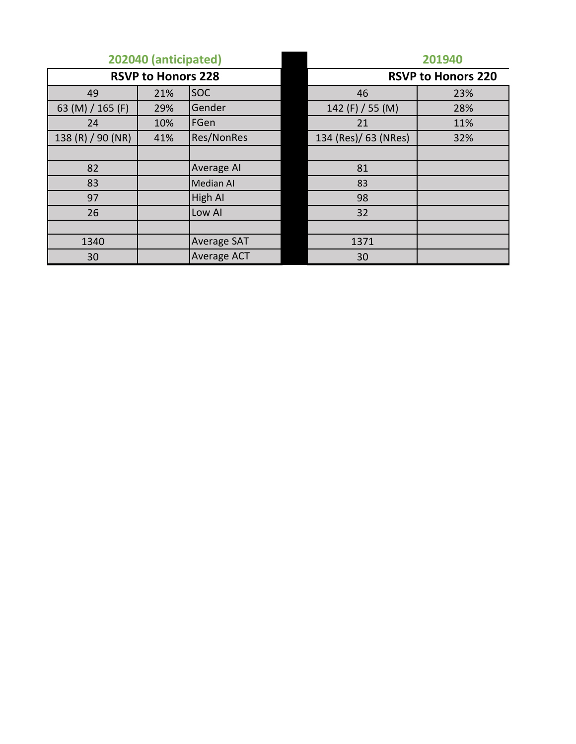| 202040 (anticipated) | | | | 201940 | |
|---|---|---|---|---|---|
| RSVP to Honors 228 | | | | RSVP to Honors 220 | |
| 49 | 21% | SOC | | 46 | 23% |
| 63 (M) / 165 (F) | 29% | Gender | | 142 (F) / 55 (M) | 28% |
| 24 | 10% | FGen | | 21 | 11% |
| 138 (R) / 90 (NR) | 41% | Res/NonRes | | 134 (Res)/ 63 (NRes) | 32% |
| | | | | | |
| 82 | | Average AI | | 81 | |
| 83 | | Median AI | | 83 | |
| 97 | | High AI | | 98 | |
| 26 | | Low AI | | 32 | |
| | | | | | |
| 1340 | | Average SAT | | 1371 | |
| 30 | | Average ACT | | 30 | |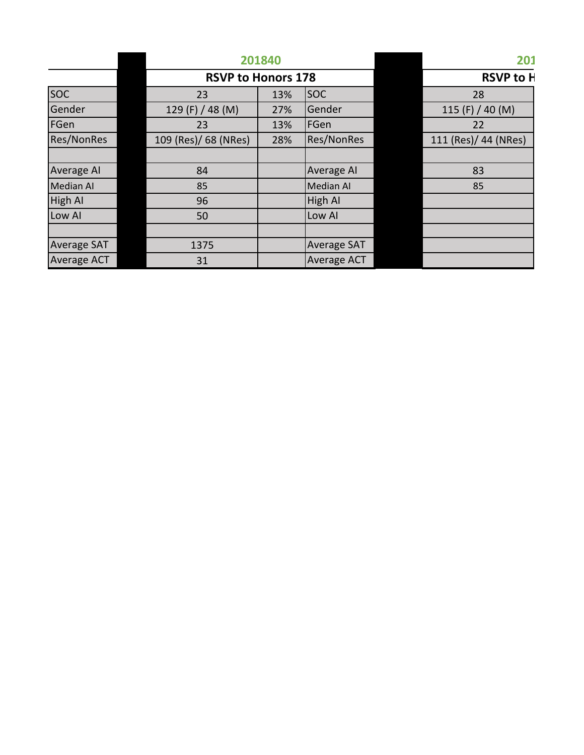| | | 201840 | | | | 201 |
|---|---|---|---|---|---|---|
| | | RSVP to Honors 178 | | | | RSVP to H |
| SOC | | 23 | 13% | SOC | | 28 |
| Gender | | 129 (F) / 48 (M) | 27% | Gender | | 115 (F) / 40 (M) |
| FGen | | 23 | 13% | FGen | | 22 |
| Res/NonRes | | 109 (Res)/ 68 (NRes) | 28% | Res/NonRes | | 111 (Res)/ 44 (NRes) |
| | | | | | | |
| Average AI | | 84 | | Average AI | | 83 |
| Median AI | | 85 | | Median AI | | 85 |
| High AI | | 96 | | High AI | | |
| Low AI | | 50 | | Low AI | | |
| | | | | | | |
| Average SAT | | 1375 | | Average SAT | | |
| Average ACT | | 31 | | Average ACT | | |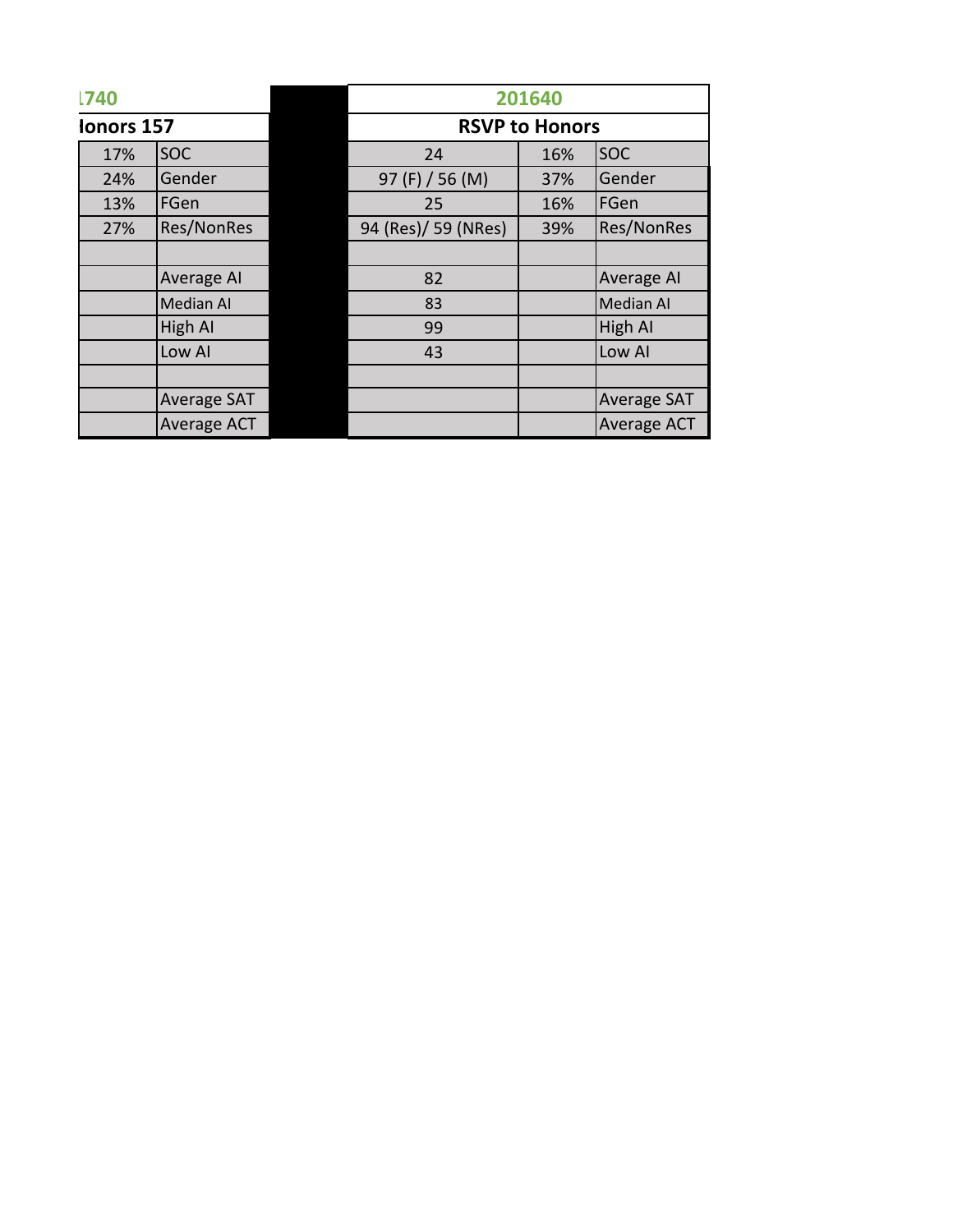| 1740 | |
|---|---|
| Honors 157 | |
| 17% | SOC |
| 24% | Gender |
| 13% | FGen |
| 27% | Res/NonRes |
| | |
| | Average AI |
| | Median AI |
| | High AI |
| | Low AI |
| | |
| | Average SAT |
| | Average ACT |

| 201640 | | |
|---|---|---|
| RSVP to Honors | | |
| 24 | 16% | SOC |
| 97 (F) / 56 (M) | 37% | Gender |
| 25 | 16% | FGen |
| 94 (Res)/ 59 (NRes) | 39% | Res/NonRes |
| | | |
| 82 | | Average AI |
| 83 | | Median AI |
| 99 | | High AI |
| 43 | | Low AI |
| | | |
| | | Average SAT |
| | | Average ACT |